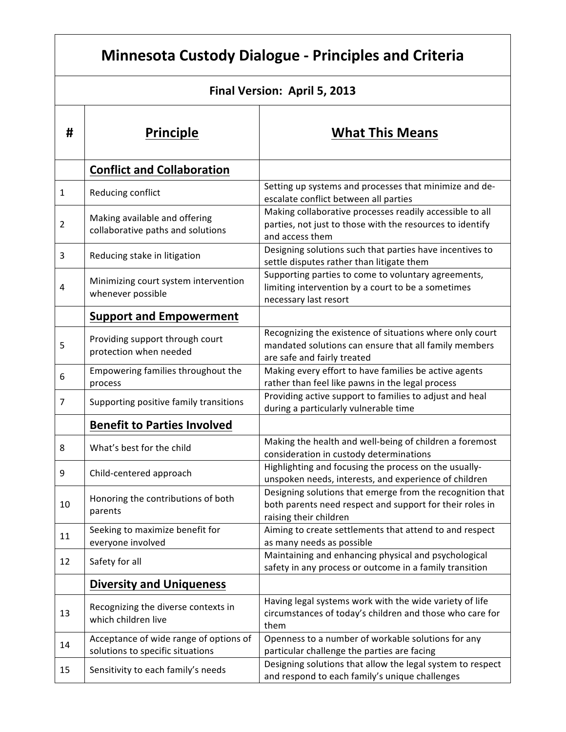# Minnesota Custody Dialogue - Principles and Criteria

**Final Version: April 5, 2013**

| # | Principle | What This Means |
|---|---|---|
| | **Conflict and Collaboration** | |
| 1 | Reducing conflict | Setting up systems and processes that minimize and de-escalate conflict between all parties |
| 2 | Making available and offering collaborative paths and solutions | Making collaborative processes readily accessible to all parties, not just to those with the resources to identify and access them |
| 3 | Reducing stake in litigation | Designing solutions such that parties have incentives to settle disputes rather than litigate them |
| 4 | Minimizing court system intervention whenever possible | Supporting parties to come to voluntary agreements, limiting intervention by a court to be a sometimes necessary last resort |
| | **Support and Empowerment** | |
| 5 | Providing support through court protection when needed | Recognizing the existence of situations where only court mandated solutions can ensure that all family members are safe and fairly treated |
| 6 | Empowering families throughout the process | Making every effort to have families be active agents rather than feel like pawns in the legal process |
| 7 | Supporting positive family transitions | Providing active support to families to adjust and heal during a particularly vulnerable time |
| | **Benefit to Parties Involved** | |
| 8 | What's best for the child | Making the health and well-being of children a foremost consideration in custody determinations |
| 9 | Child-centered approach | Highlighting and focusing the process on the usually-unspoken needs, interests, and experience of children |
| 10 | Honoring the contributions of both parents | Designing solutions that emerge from the recognition that both parents need respect and support for their roles in raising their children |
| 11 | Seeking to maximize benefit for everyone involved | Aiming to create settlements that attend to and respect as many needs as possible |
| 12 | Safety for all | Maintaining and enhancing physical and psychological safety in any process or outcome in a family transition |
| | **Diversity and Uniqueness** | |
| 13 | Recognizing the diverse contexts in which children live | Having legal systems work with the wide variety of life circumstances of today's children and those who care for them |
| 14 | Acceptance of wide range of options of solutions to specific situations | Openness to a number of workable solutions for any particular challenge the parties are facing |
| 15 | Sensitivity to each family's needs | Designing solutions that allow the legal system to respect and respond to each family's unique challenges |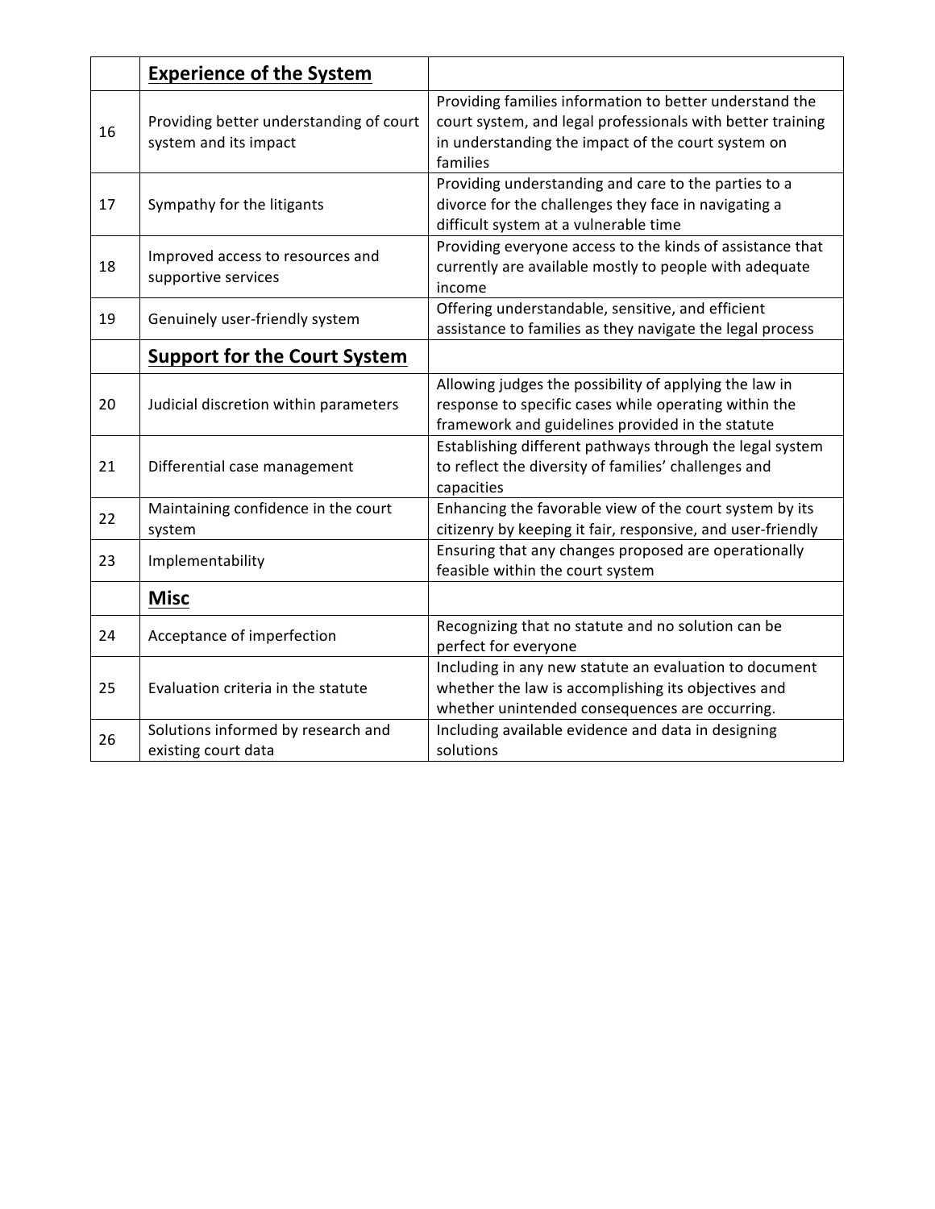| | | |
|---|---|---|
| | **Experience of the System** | |
| 16 | Providing better understanding of court system and its impact | Providing families information to better understand the court system, and legal professionals with better training in understanding the impact of the court system on families |
| 17 | Sympathy for the litigants | Providing understanding and care to the parties to a divorce for the challenges they face in navigating a difficult system at a vulnerable time |
| 18 | Improved access to resources and supportive services | Providing everyone access to the kinds of assistance that currently are available mostly to people with adequate income |
| 19 | Genuinely user-friendly system | Offering understandable, sensitive, and efficient assistance to families as they navigate the legal process |
| | **Support for the Court System** | |
| 20 | Judicial discretion within parameters | Allowing judges the possibility of applying the law in response to specific cases while operating within the framework and guidelines provided in the statute |
| 21 | Differential case management | Establishing different pathways through the legal system to reflect the diversity of families' challenges and capacities |
| 22 | Maintaining confidence in the court system | Enhancing the favorable view of the court system by its citizenry by keeping it fair, responsive, and user-friendly |
| 23 | Implementability | Ensuring that any changes proposed are operationally feasible within the court system |
| | **Misc** | |
| 24 | Acceptance of imperfection | Recognizing that no statute and no solution can be perfect for everyone |
| 25 | Evaluation criteria in the statute | Including in any new statute an evaluation to document whether the law is accomplishing its objectives and whether unintended consequences are occurring. |
| 26 | Solutions informed by research and existing court data | Including available evidence and data in designing solutions |